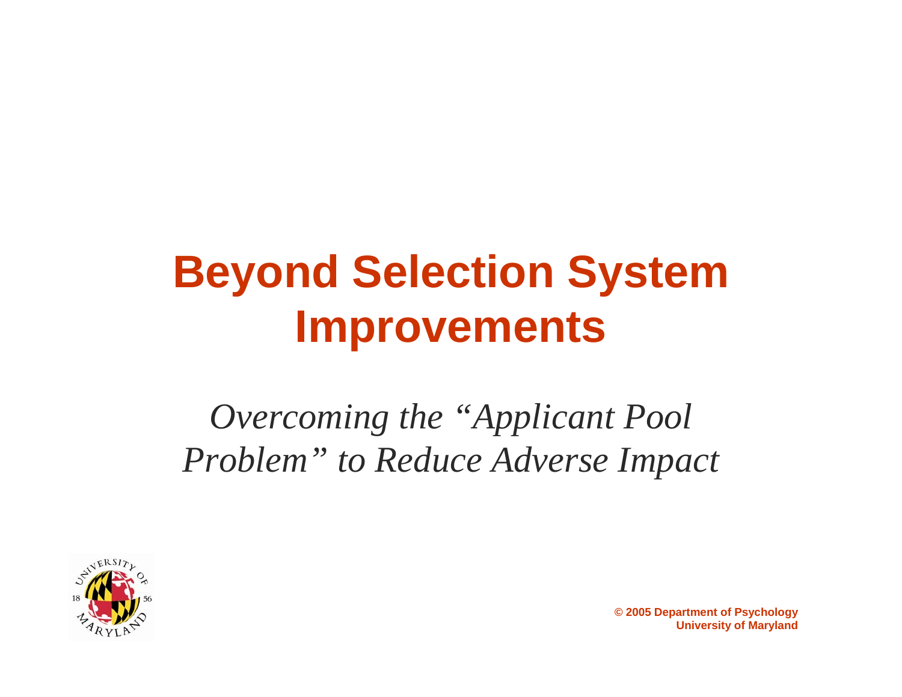# Beyond Selection System Improvements

*Overcoming the "Applicant Pool Problem" to Reduce Adverse Impact*

**© 2005 Department of Psychology**
**University of Maryland**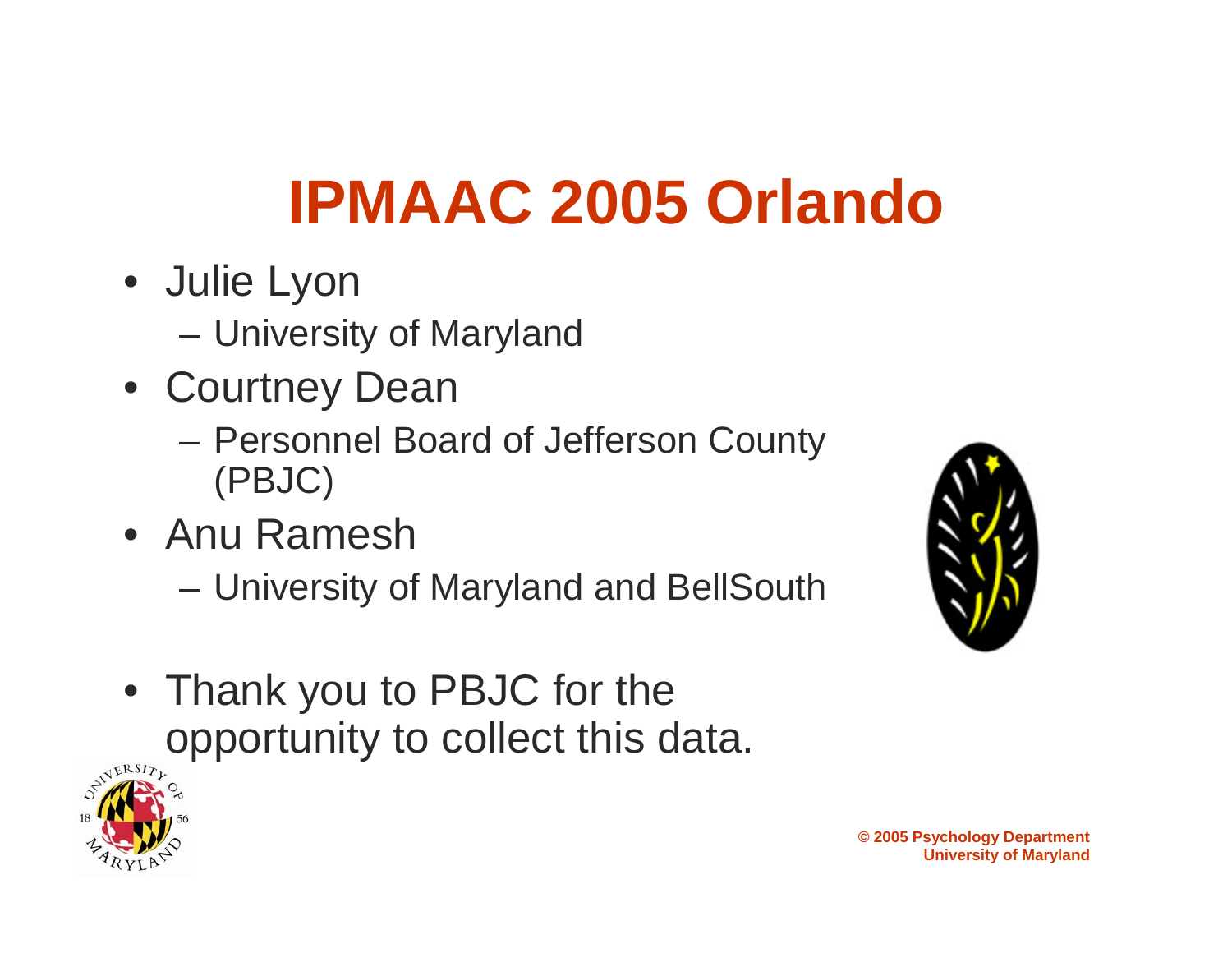# IPMAAC 2005 Orlando

- Julie Lyon
  - University of Maryland
- Courtney Dean
  - Personnel Board of Jefferson County (PBJC)
- Anu Ramesh
  - University of Maryland and BellSouth

- Thank you to PBJC for the opportunity to collect this data.

© 2005 Psychology Department
University of Maryland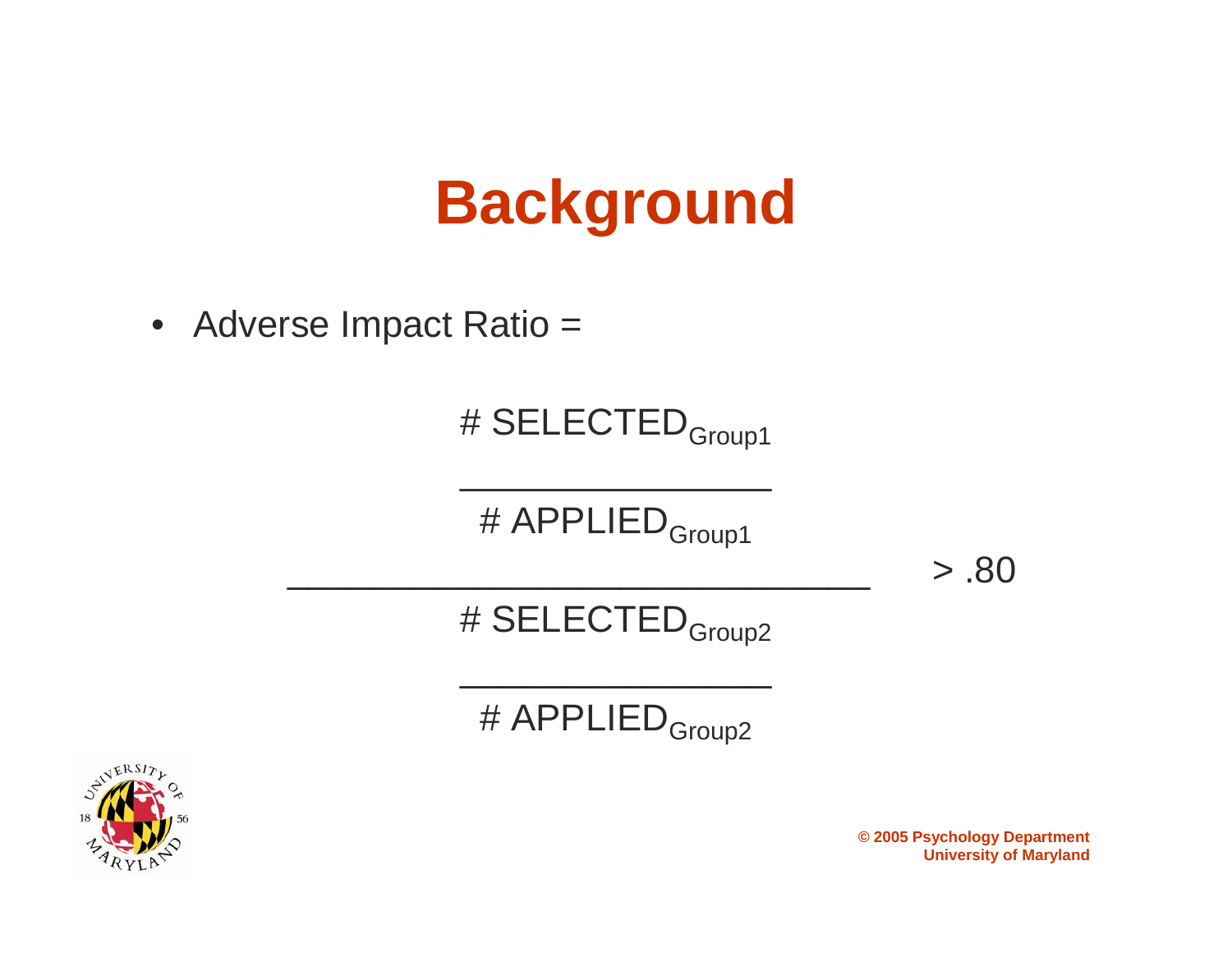# Background

- Adverse Impact Ratio =

$$\frac{\dfrac{\#\ SELECTED_{Group1}}{\#\ APPLIED_{Group1}}}{\dfrac{\#\ SELECTED_{Group2}}{\#\ APPLIED_{Group2}}} > .80$$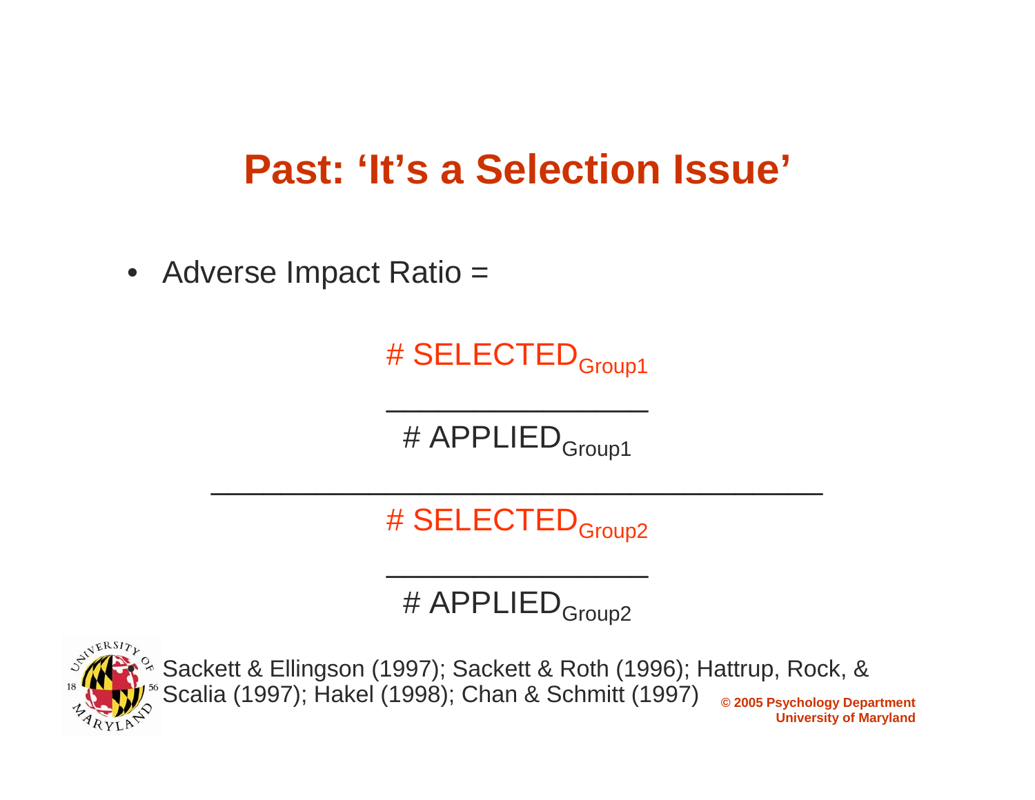# Past: 'It's a Selection Issue'

- Adverse Impact Ratio =

$$\frac{\dfrac{\#\ \text{SELECTED}_{\text{Group1}}}{\#\ \text{APPLIED}_{\text{Group1}}}}{\dfrac{\#\ \text{SELECTED}_{\text{Group2}}}{\#\ \text{APPLIED}_{\text{Group2}}}}$$

- Sackett & Ellingson (1997); Sackett & Roth (1996); Hattrup, Rock, & Scalia (1997); Hakel (1998); Chan & Schmitt (1997)

© 2005 Psychology Department University of Maryland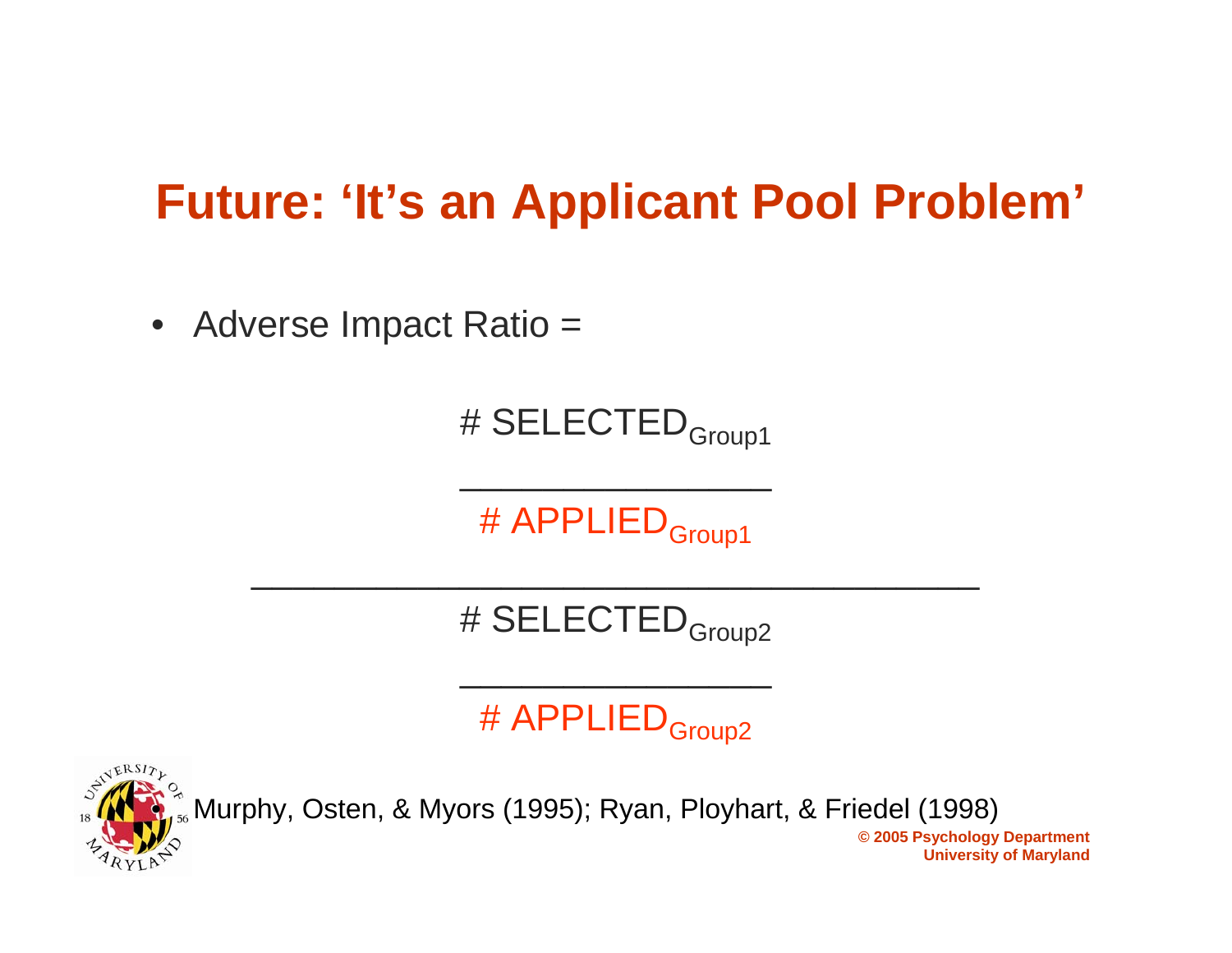# Future: 'It's an Applicant Pool Problem'

- Adverse Impact Ratio =

$$
\frac{\dfrac{\#\ \text{SELECTED}_{\text{Group1}}}{\#\ \text{APPLIED}_{\text{Group1}}}}{\dfrac{\#\ \text{SELECTED}_{\text{Group2}}}{\#\ \text{APPLIED}_{\text{Group2}}}}
$$

- Murphy, Osten, & Myors (1995); Ryan, Ployhart, & Friedel (1998)

© 2005 Psychology Department
University of Maryland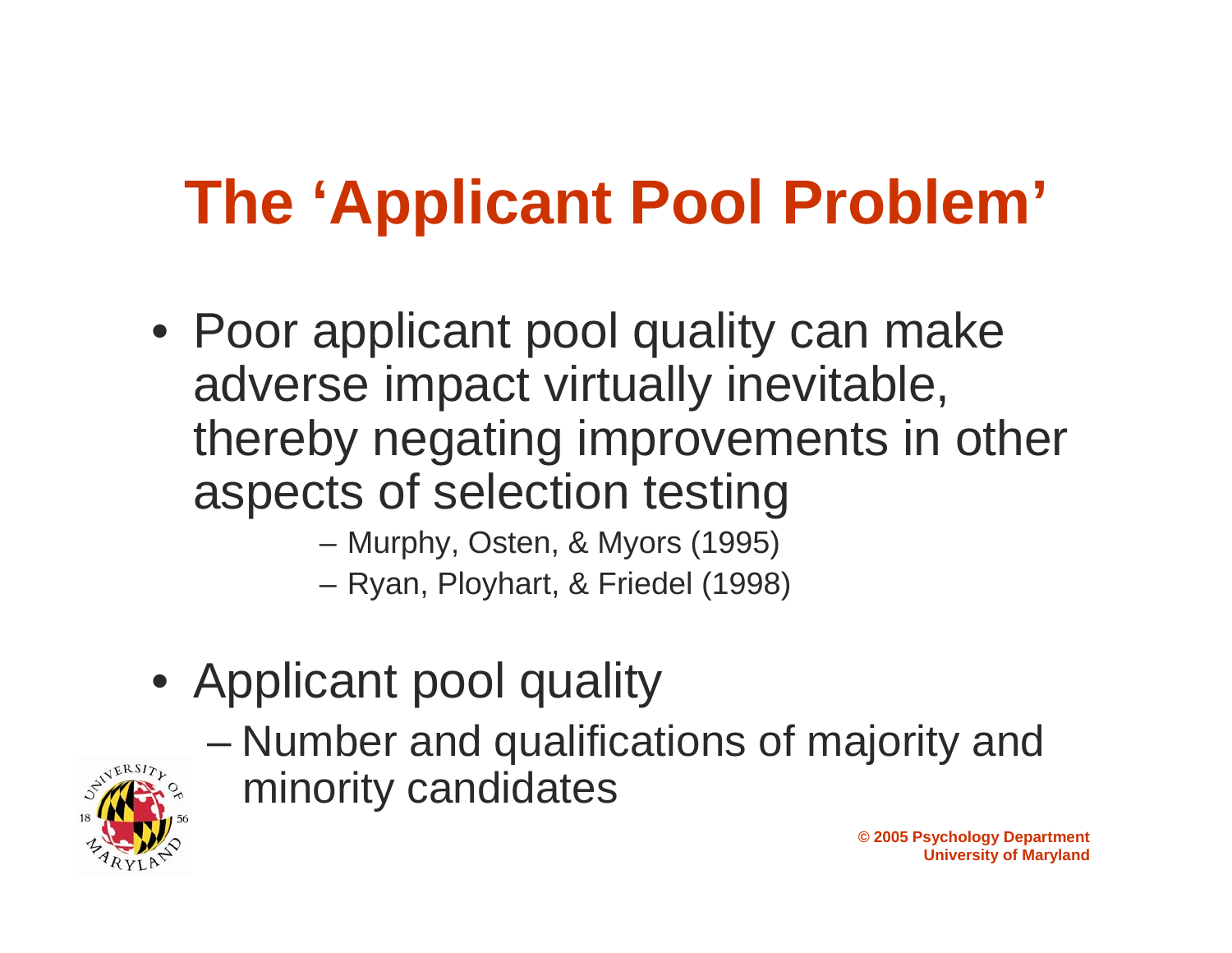# The 'Applicant Pool Problem'

- Poor applicant pool quality can make adverse impact virtually inevitable, thereby negating improvements in other aspects of selection testing
  - Murphy, Osten, & Myors (1995)
  - Ryan, Ployhart, & Friedel (1998)

- Applicant pool quality
  - Number and qualifications of majority and minority candidates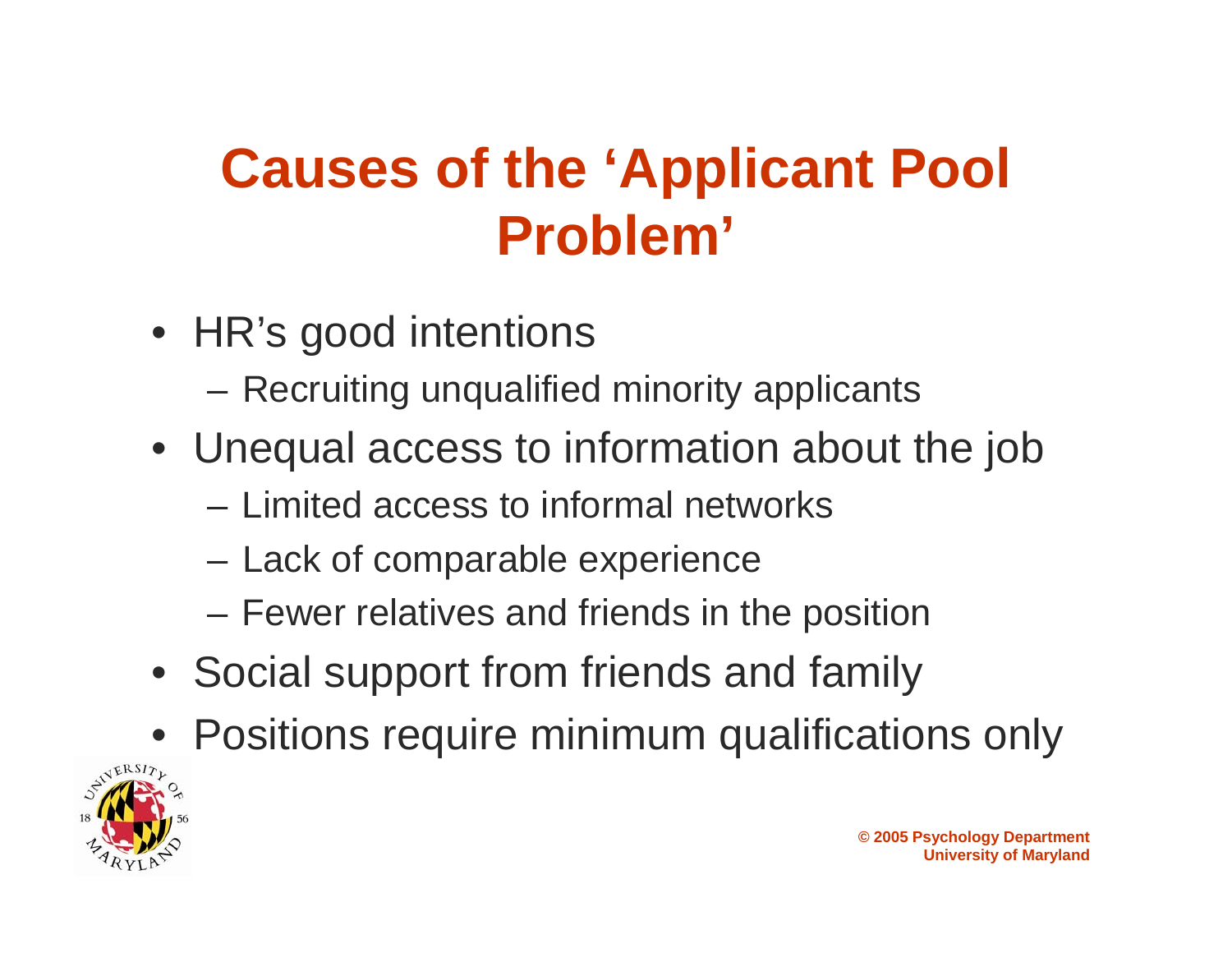# Causes of the 'Applicant Pool Problem'

- HR's good intentions
  - Recruiting unqualified minority applicants
- Unequal access to information about the job
  - Limited access to informal networks
  - Lack of comparable experience
  - Fewer relatives and friends in the position
- Social support from friends and family
- Positions require minimum qualifications only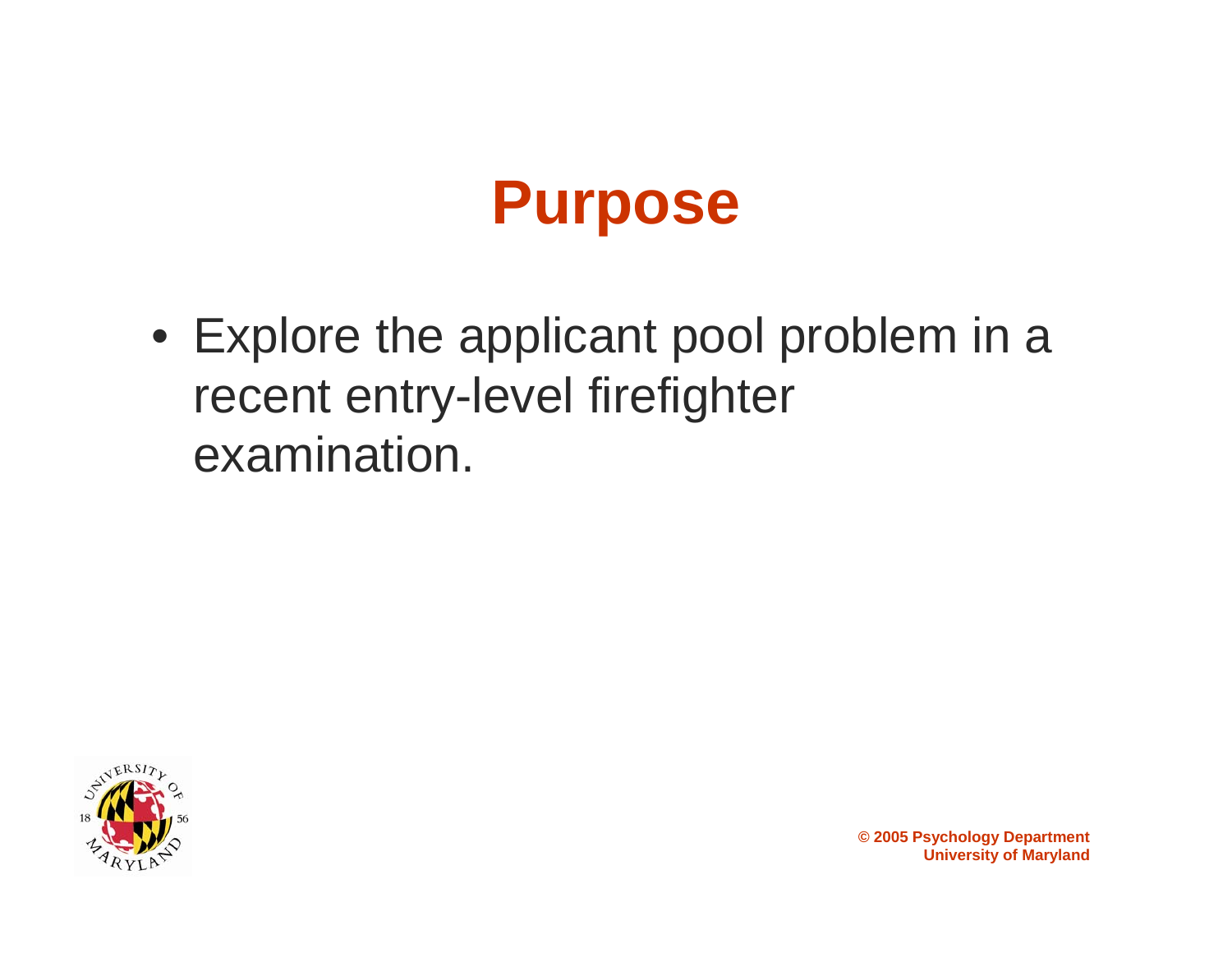# Purpose

- Explore the applicant pool problem in a recent entry-level firefighter examination.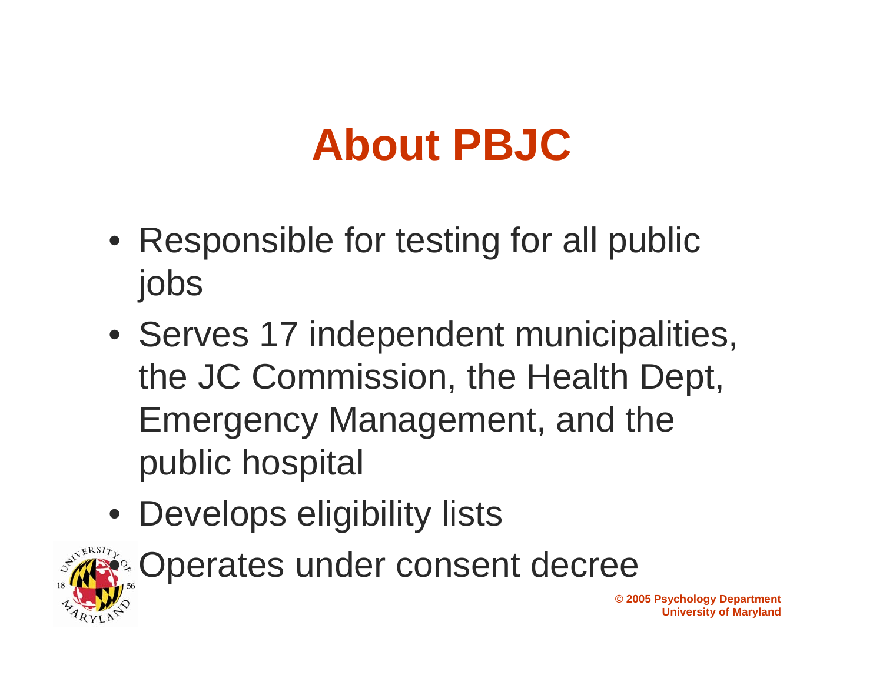# About PBJC

- Responsible for testing for all public jobs
- Serves 17 independent municipalities, the JC Commission, the Health Dept, Emergency Management, and the public hospital
- Develops eligibility lists
- Operates under consent decree

© 2005 Psychology Department
University of Maryland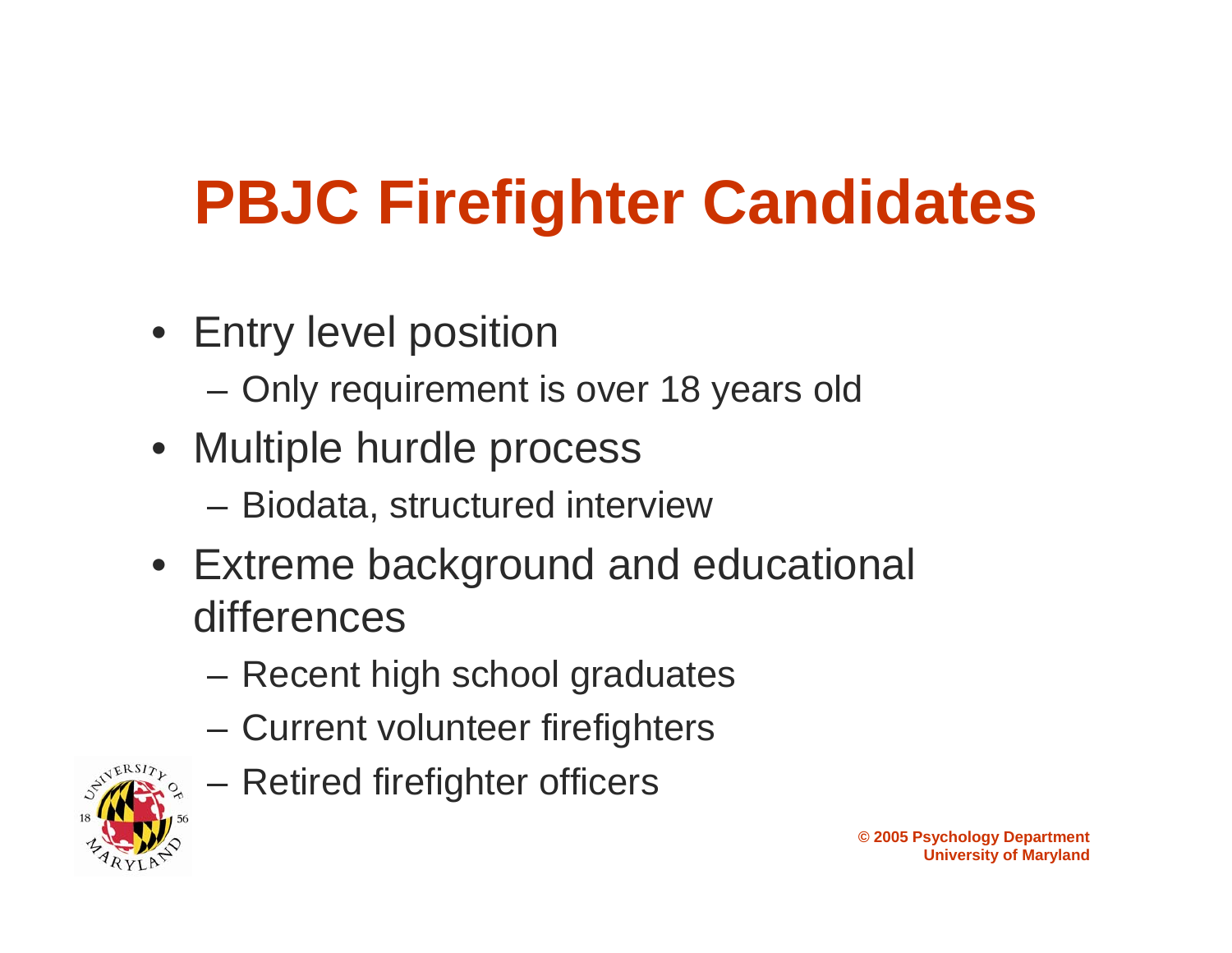# PBJC Firefighter Candidates

- Entry level position
  - Only requirement is over 18 years old
- Multiple hurdle process
  - Biodata, structured interview
- Extreme background and educational differences
  - Recent high school graduates
  - Current volunteer firefighters
  - Retired firefighter officers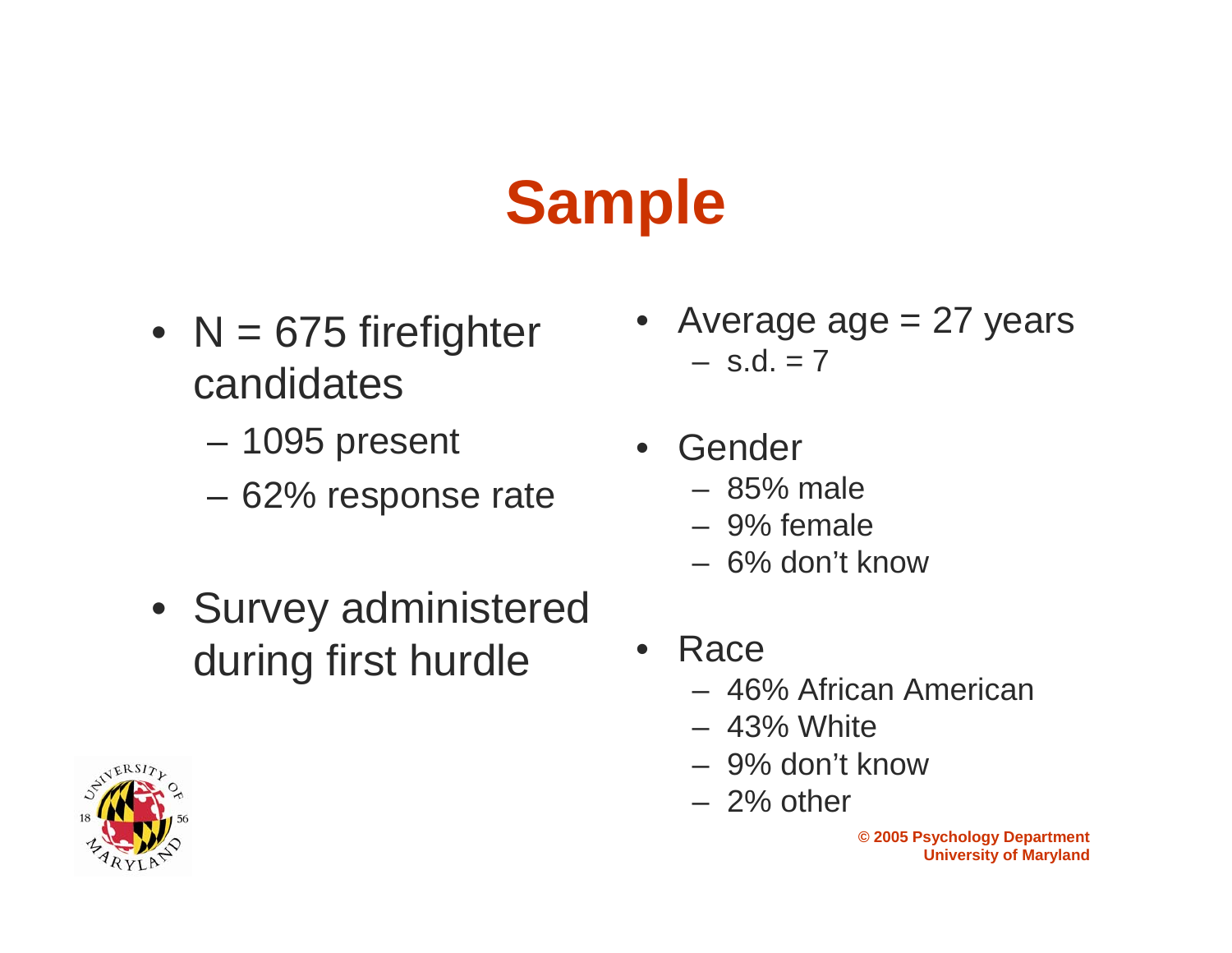# Sample

- N = 675 firefighter candidates
  - 1095 present
  - 62% response rate
- Survey administered during first hurdle

- Average age = 27 years
  - s.d. = 7
- Gender
  - 85% male
  - 9% female
  - 6% don't know
- Race
  - 46% African American
  - 43% White
  - 9% don't know
  - 2% other

© 2005 Psychology Department
University of Maryland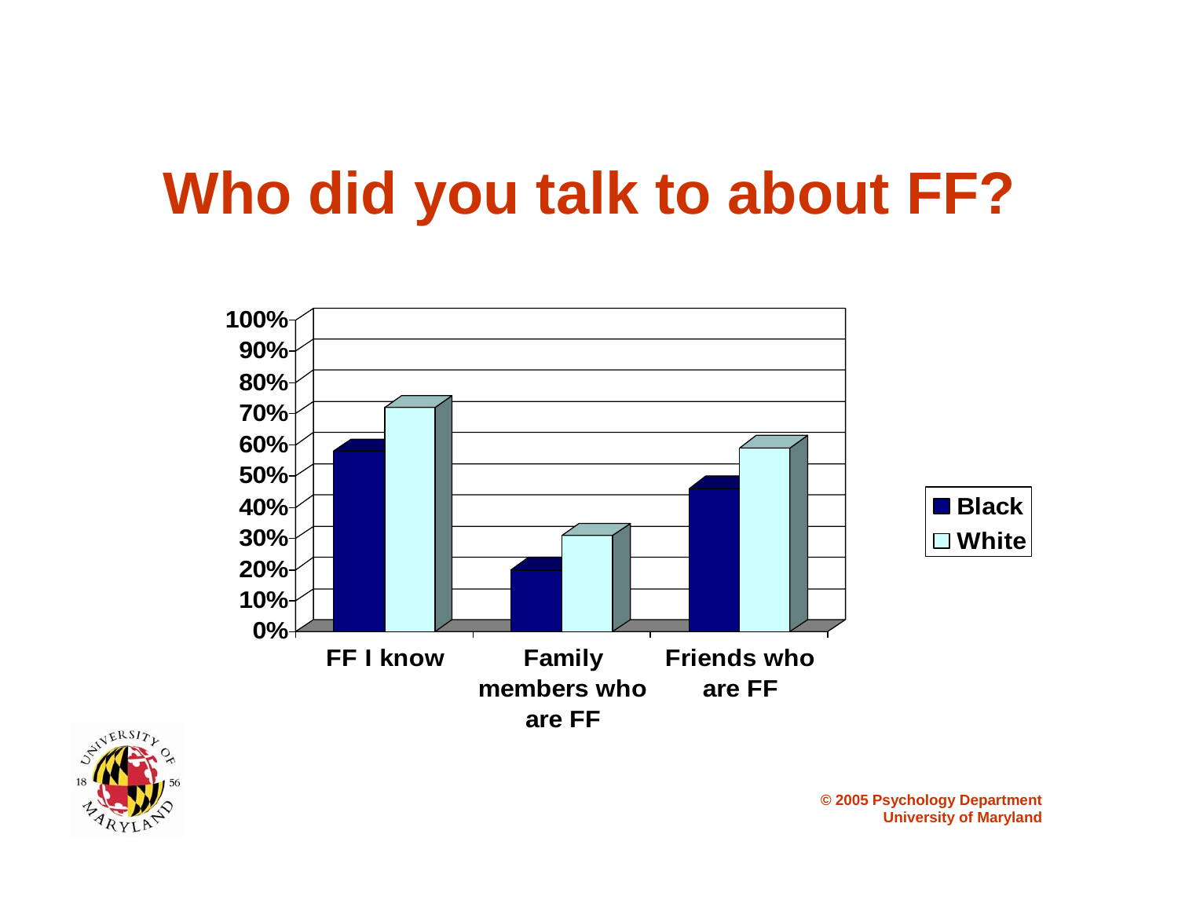# Who did you talk to about FF?

© 2005 Psychology Department
University of Maryland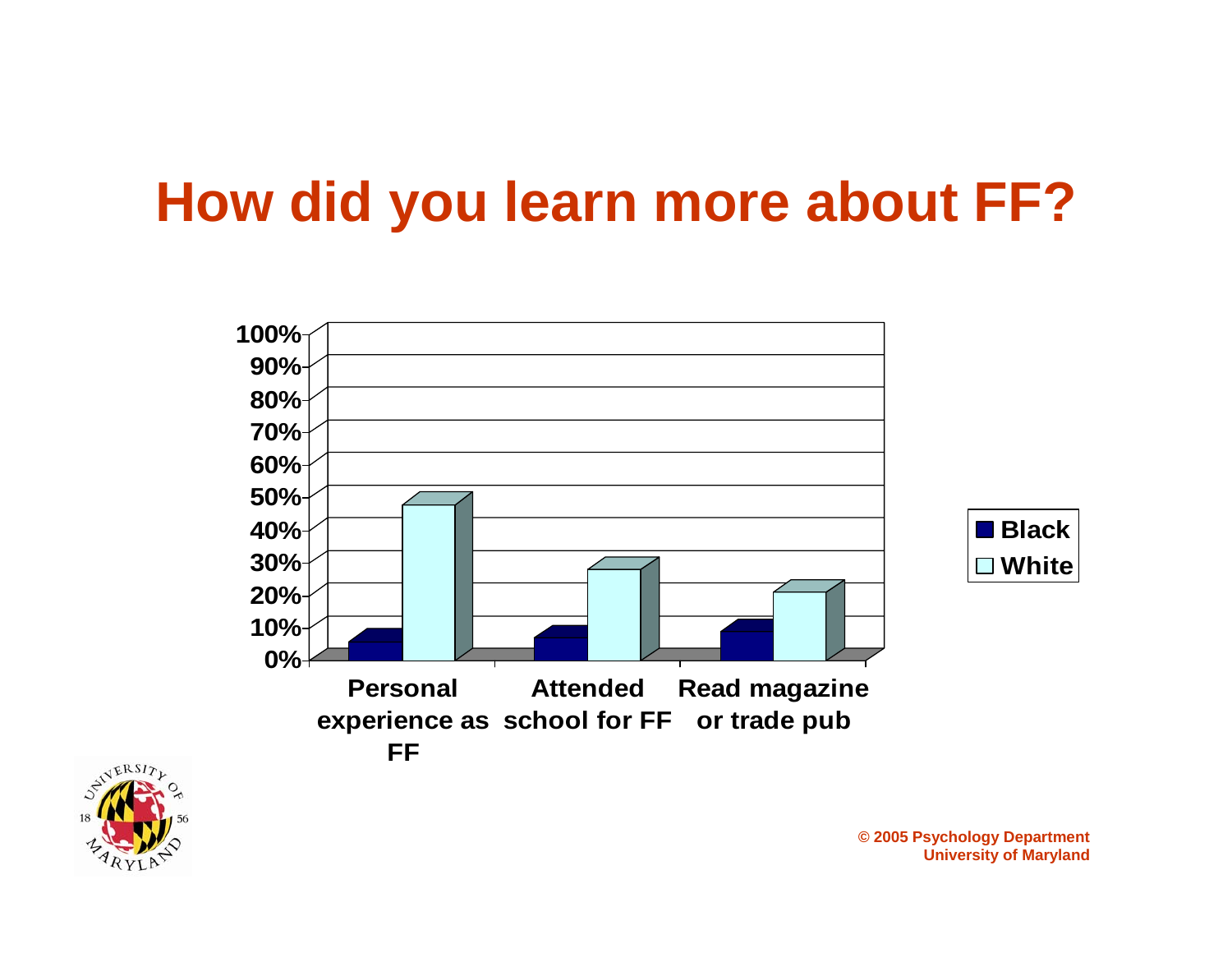# How did you learn more about FF?

| | Black | White |
|---|---|---|
| Personal experience as FF | 5% | 47% |
| Attended school for FF | 6% | 27% |
| Read magazine or trade pub | 8% | 20% |

© 2005 Psychology Department
University of Maryland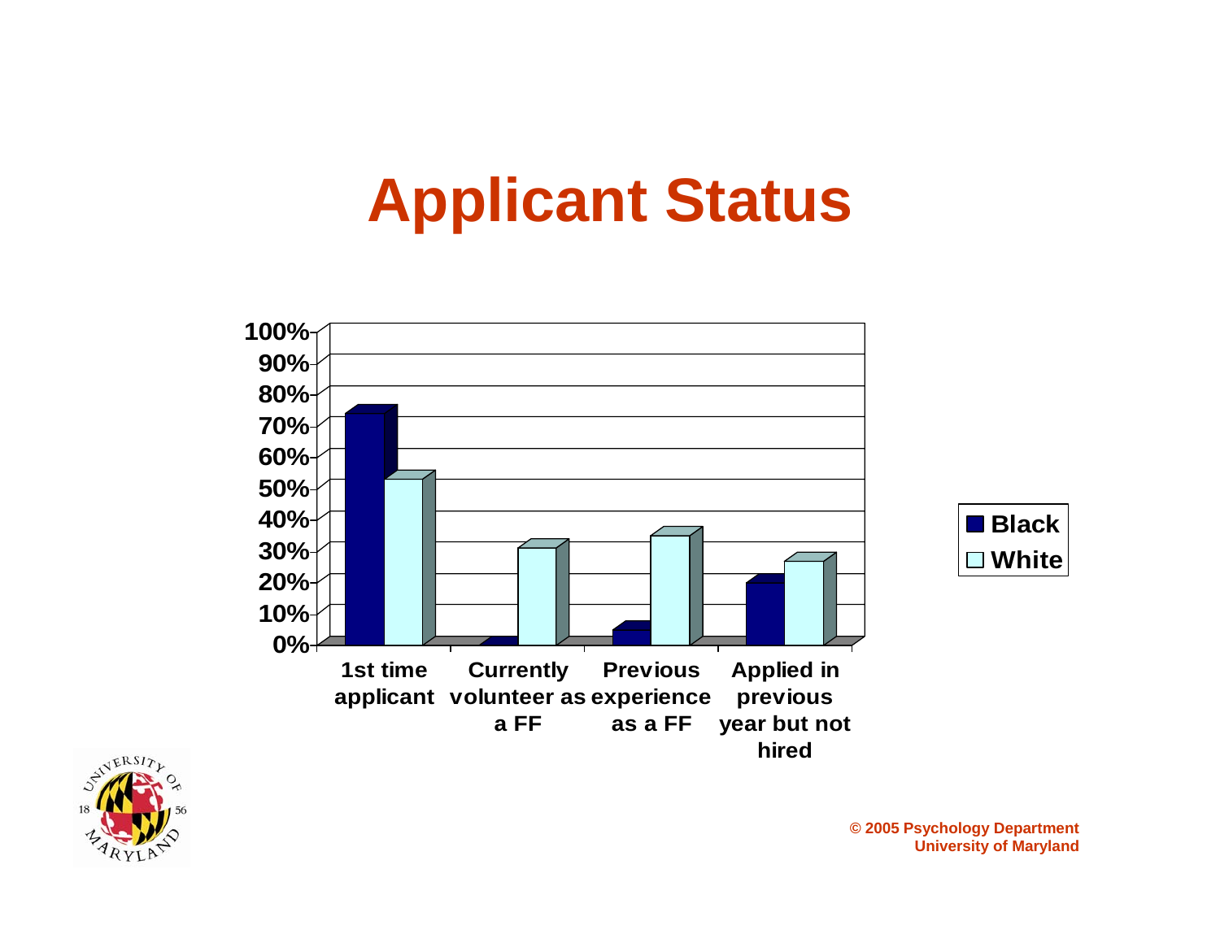# Applicant Status

| | Black | White |
|---|---|---|
| 1st time applicant | ~73% | ~52% |
| Currently volunteer as a FF | ~0% | ~31% |
| Previous experience as a FF | ~5% | ~35% |
| Applied in previous year but not hired | ~20% | ~27% |

© 2005 Psychology Department
University of Maryland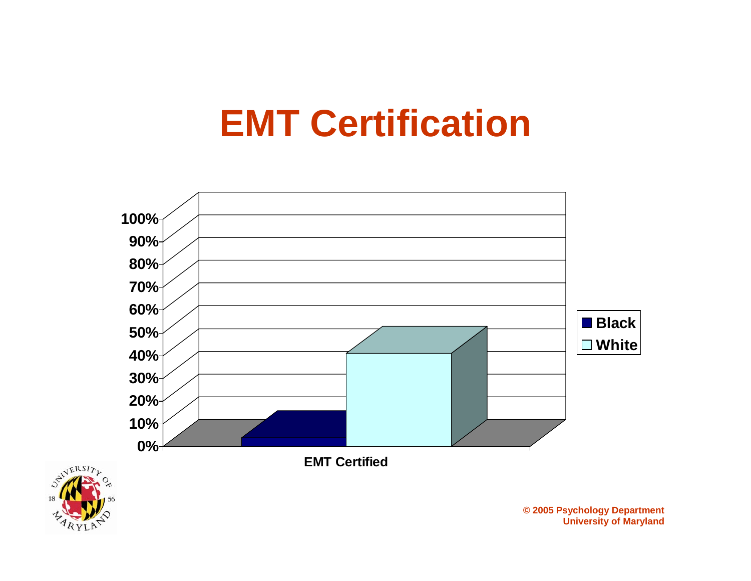# EMT Certification

100%
90%
80%
70%
60%
50%
40%
30%
20%
10%
0%

EMT Certified

Black
White

© 2005 Psychology Department
University of Maryland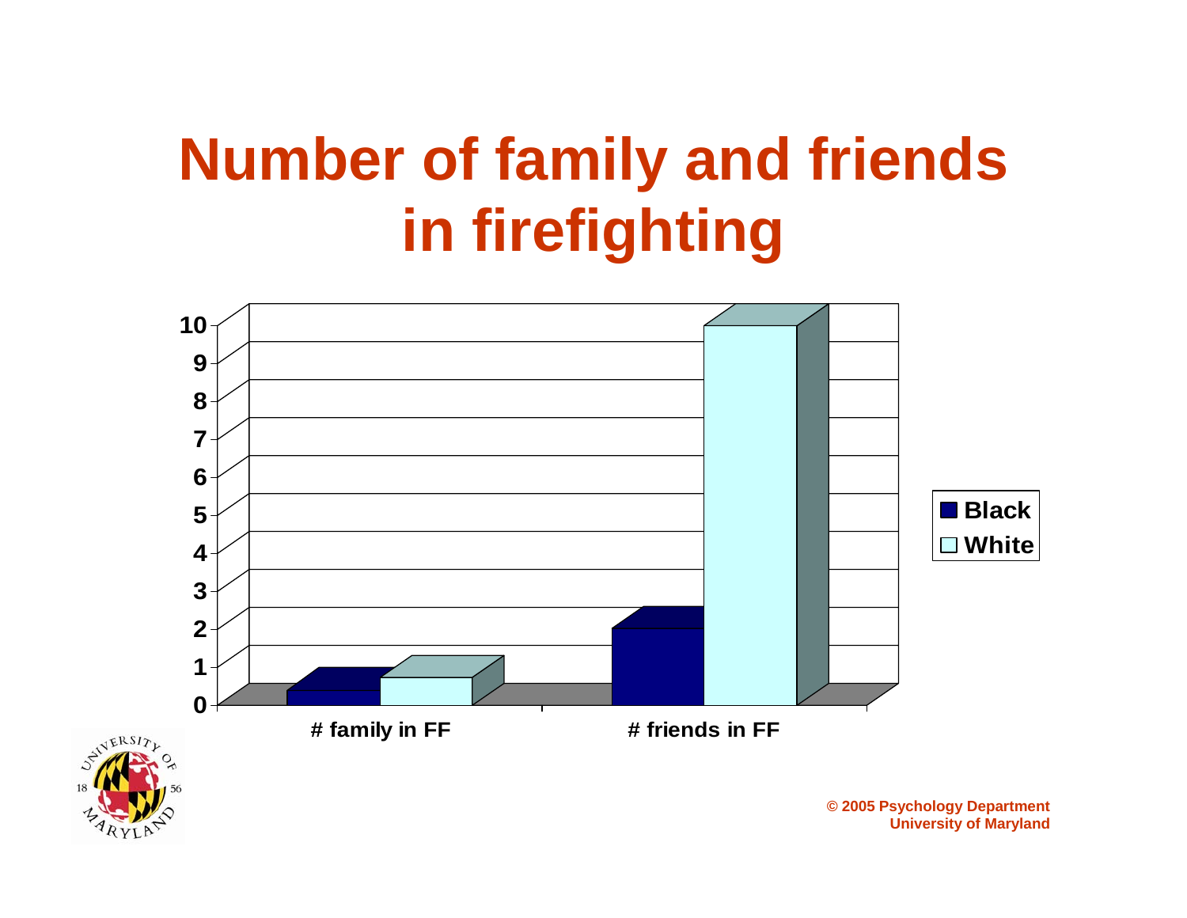# Number of family and friends in firefighting

| | Black | White |
|---|---|---|
| # family in FF | 0.4 | 0.7 |
| # friends in FF | 2 | 10 |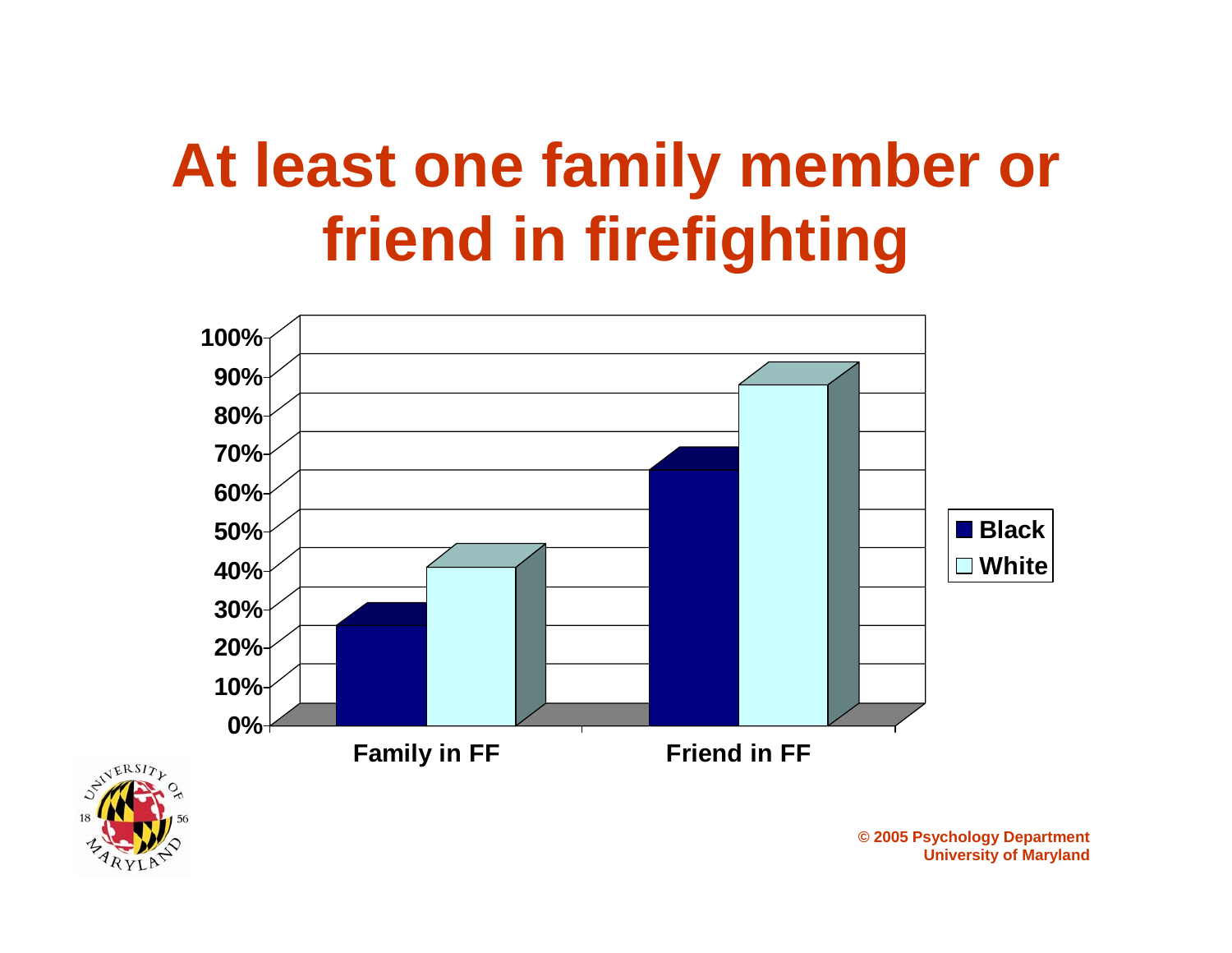# At least one family member or friend in firefighting

100%
90%
80%
70%
60%
50%
40%
30%
20%
10%
0%

Family in FF

Friend in FF

Black

White

© 2005 Psychology Department
University of Maryland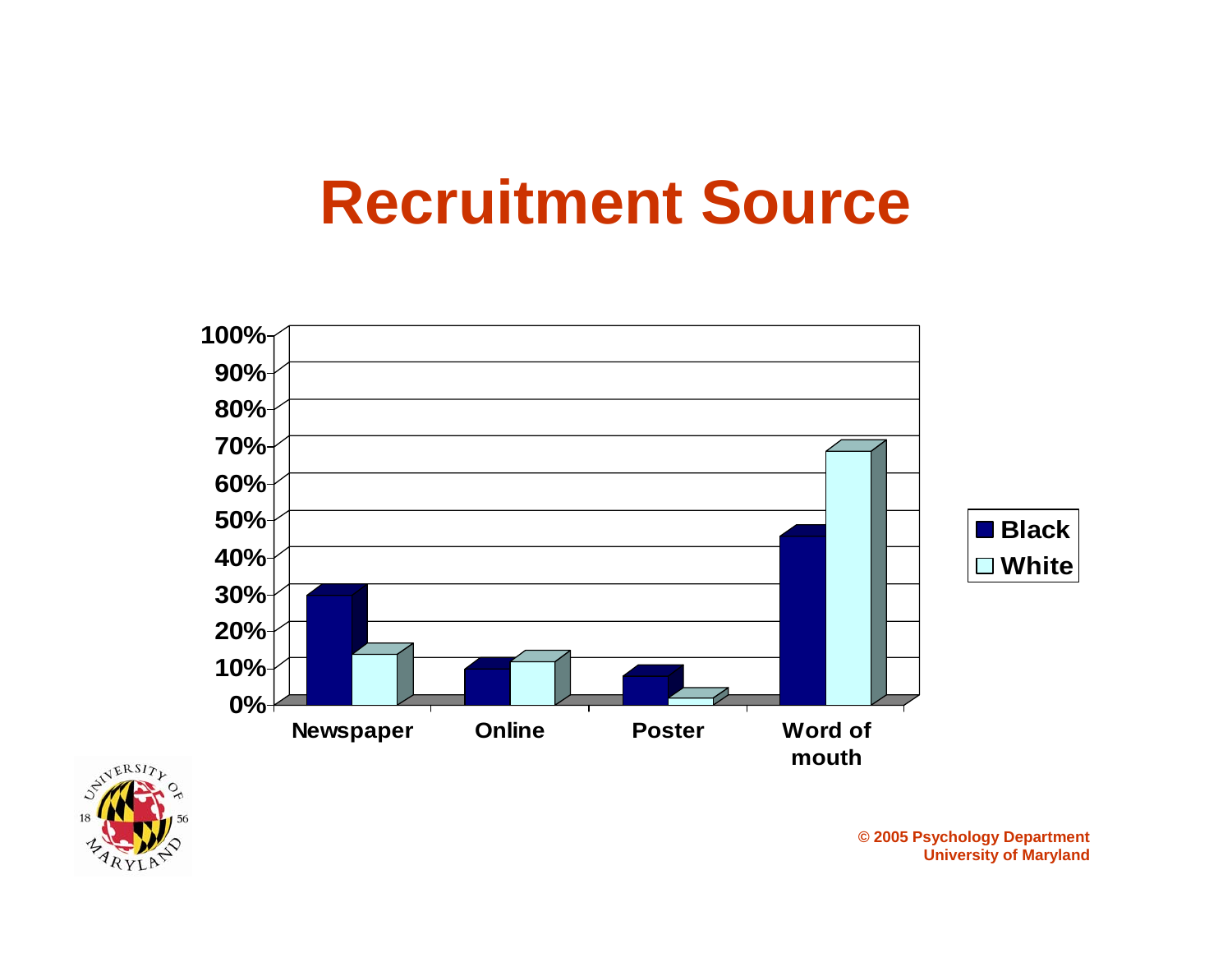# Recruitment Source

| | Newspaper | Online | Poster | Word of mouth |
|---|---|---|---|---|
| Black | 29% | 9% | 7% | 45% |
| White | 13% | 11% | 1% | 68% |

© 2005 Psychology Department
University of Maryland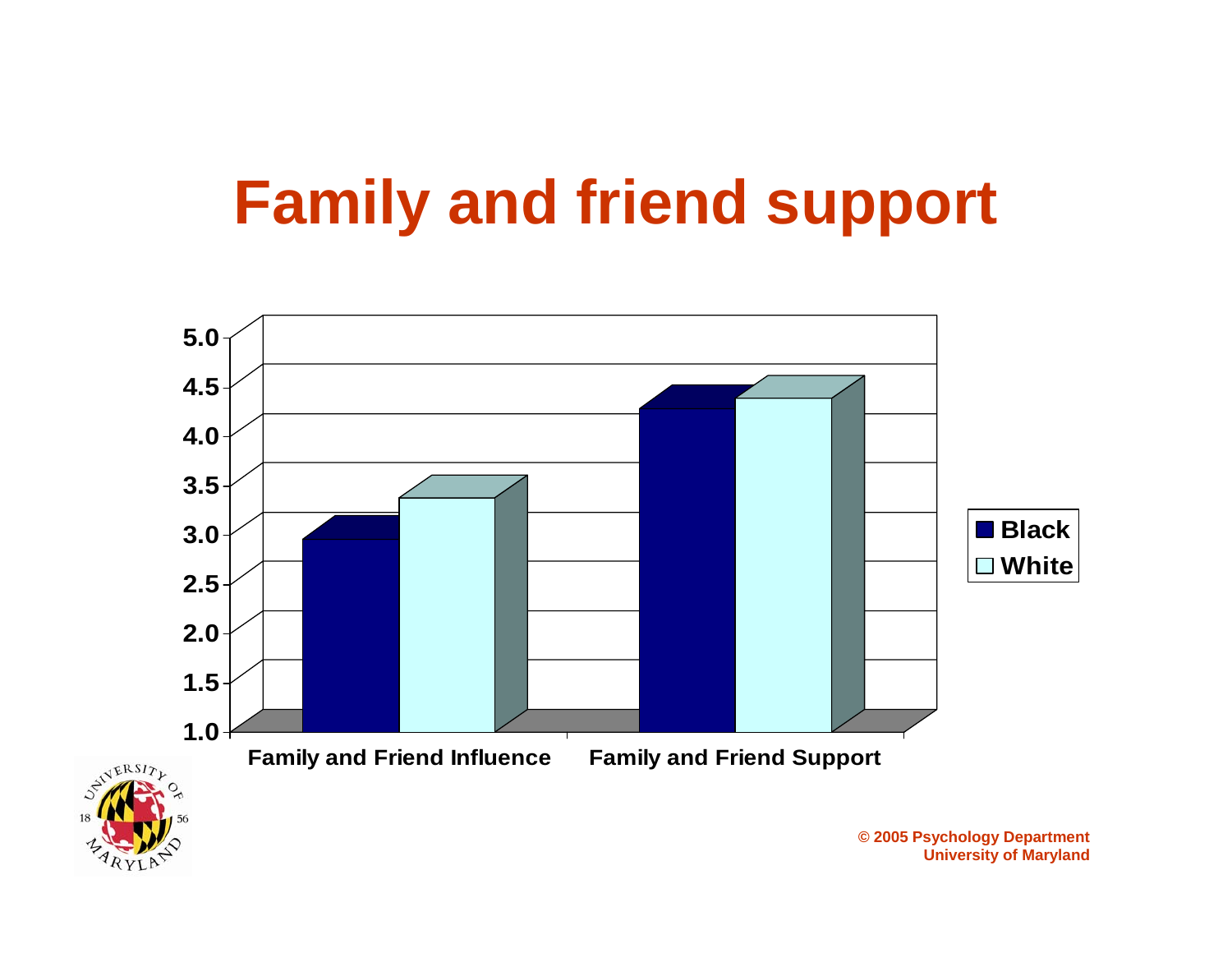# Family and friend support

5.0
4.5
4.0
3.5
3.0
2.5
2.0
1.5
1.0

Family and Friend Influence

Family and Friend Support

Black
White

© 2005 Psychology Department
University of Maryland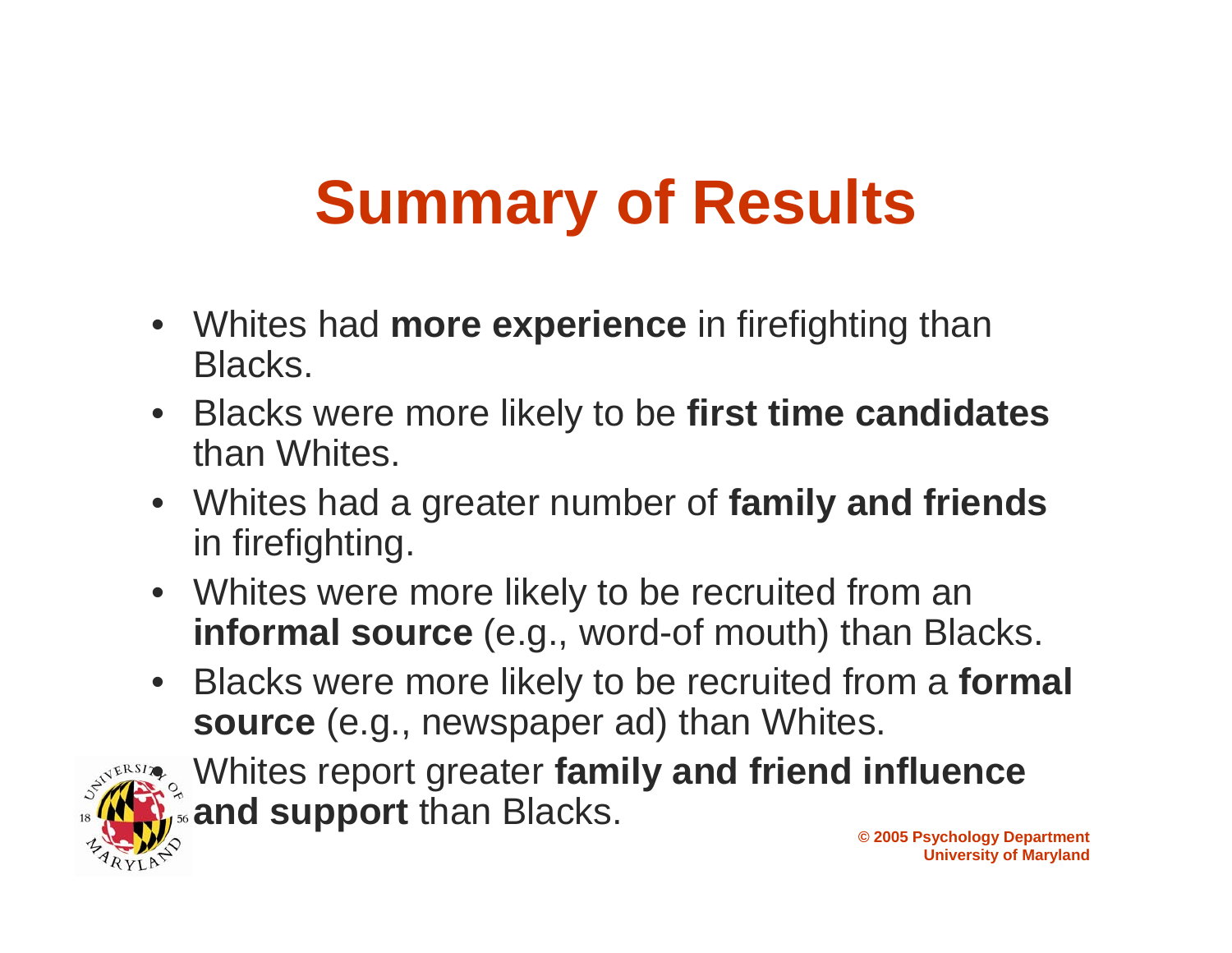# Summary of Results

- Whites had **more experience** in firefighting than Blacks.
- Blacks were more likely to be **first time candidates** than Whites.
- Whites had a greater number of **family and friends** in firefighting.
- Whites were more likely to be recruited from an **informal source** (e.g., word-of mouth) than Blacks.
- Blacks were more likely to be recruited from a **formal source** (e.g., newspaper ad) than Whites.
- Whites report greater **family and friend influence and support** than Blacks.

© 2005 Psychology Department
University of Maryland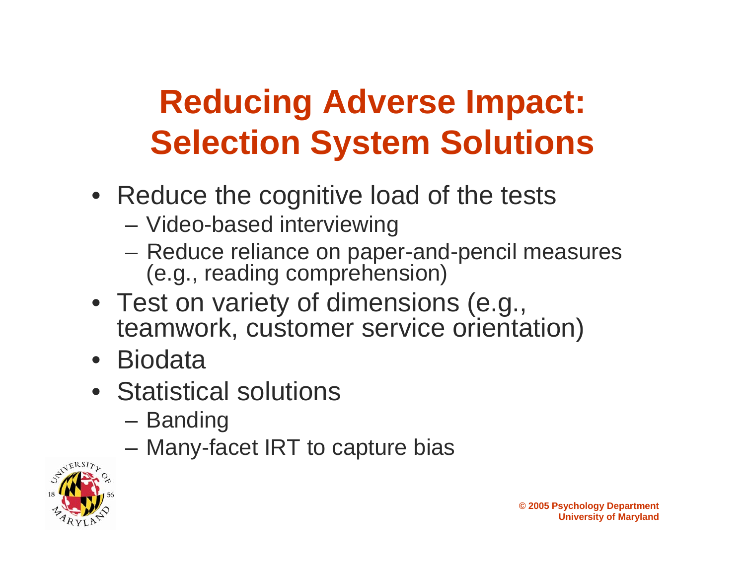# Reducing Adverse Impact: Selection System Solutions

- Reduce the cognitive load of the tests
  - Video-based interviewing
  - Reduce reliance on paper-and-pencil measures (e.g., reading comprehension)
- Test on variety of dimensions (e.g., teamwork, customer service orientation)
- Biodata
- Statistical solutions
  - Banding
  - Many-facet IRT to capture bias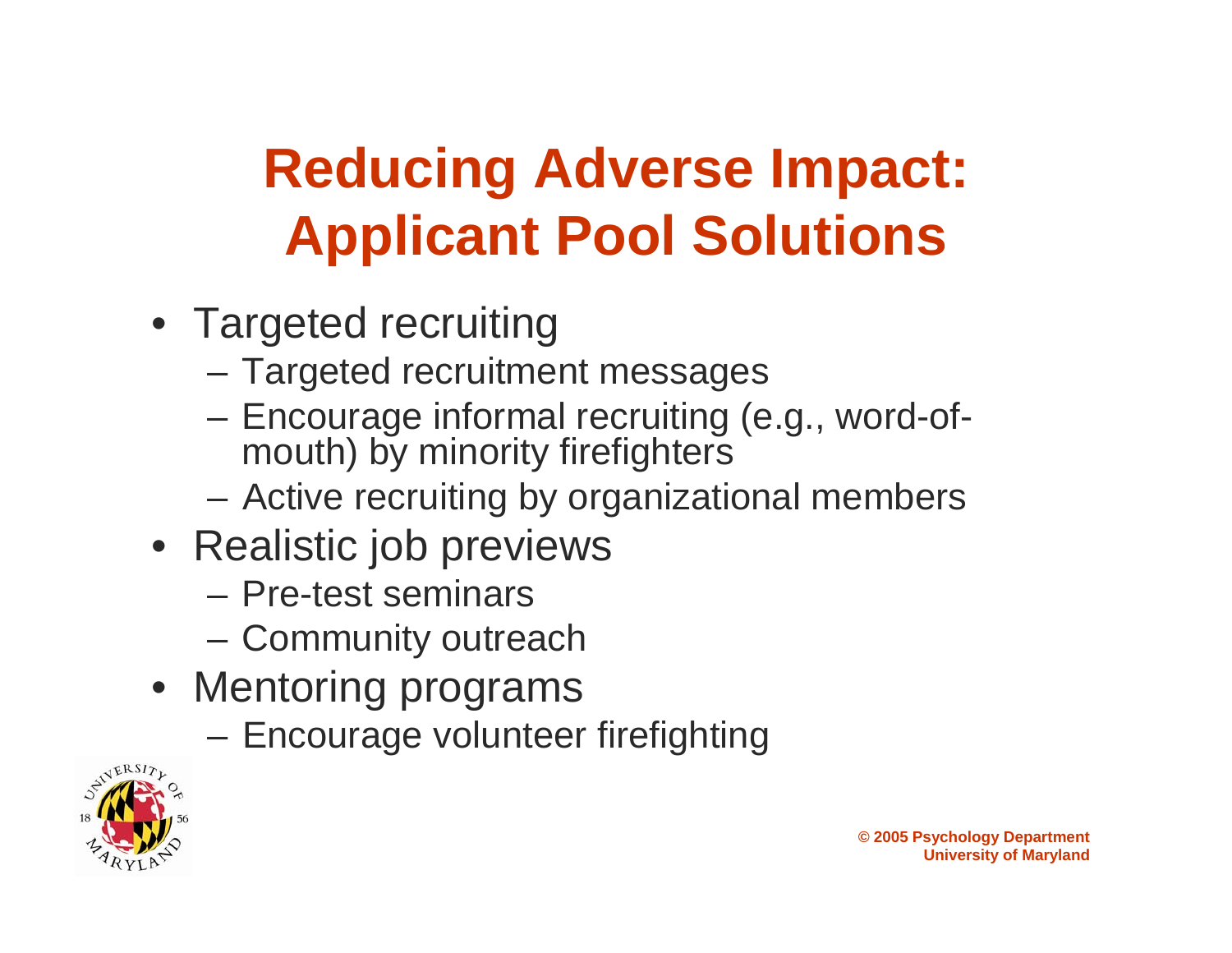# Reducing Adverse Impact: Applicant Pool Solutions

- Targeted recruiting
  - Targeted recruitment messages
  - Encourage informal recruiting (e.g., word-of-mouth) by minority firefighters
  - Active recruiting by organizational members
- Realistic job previews
  - Pre-test seminars
  - Community outreach
- Mentoring programs
  - Encourage volunteer firefighting

© 2005 Psychology Department
University of Maryland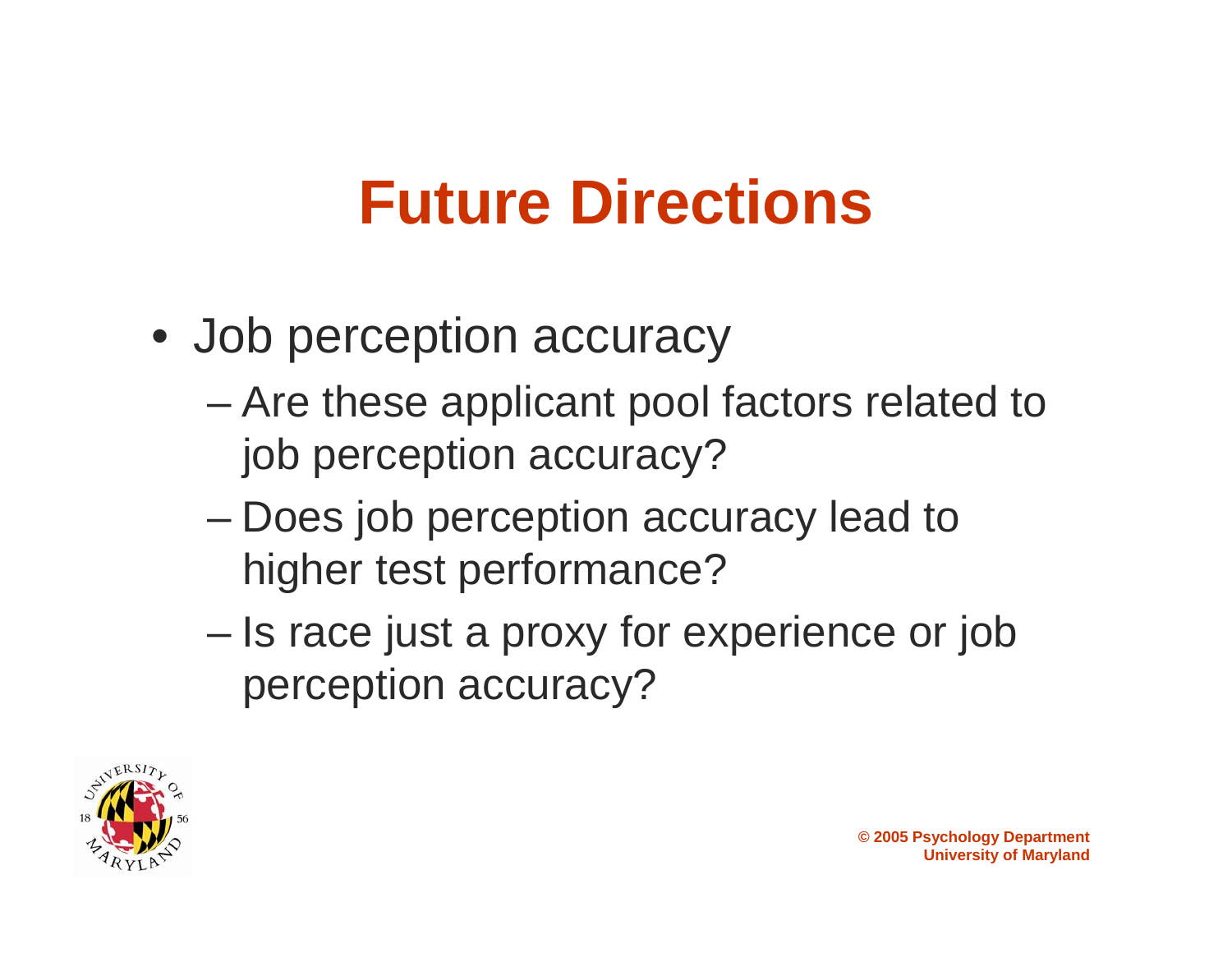# Future Directions

- Job perception accuracy
  - Are these applicant pool factors related to job perception accuracy?
  - Does job perception accuracy lead to higher test performance?
  - Is race just a proxy for experience or job perception accuracy?

© 2005 Psychology Department
University of Maryland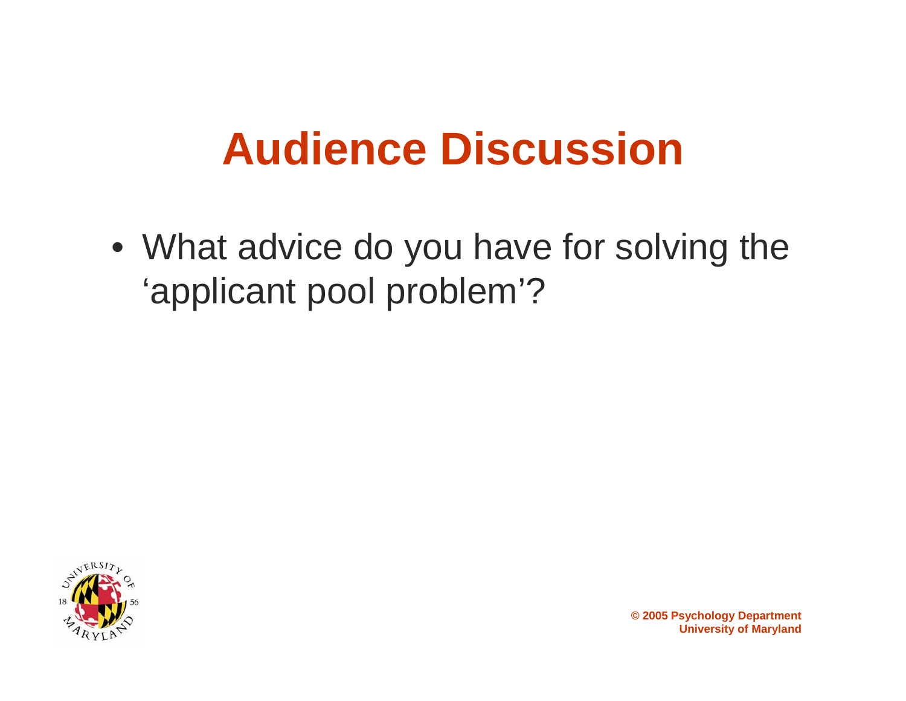# Audience Discussion

- What advice do you have for solving the ‘applicant pool problem’?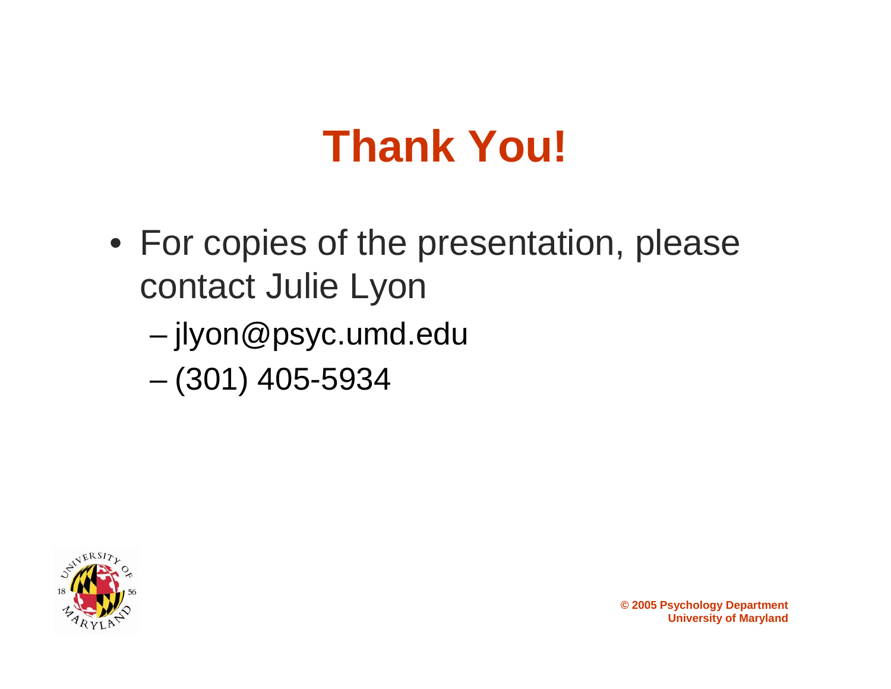# Thank You!

- For copies of the presentation, please contact Julie Lyon
  - jlyon@psyc.umd.edu
  - (301) 405-5934

© 2005 Psychology Department
University of Maryland